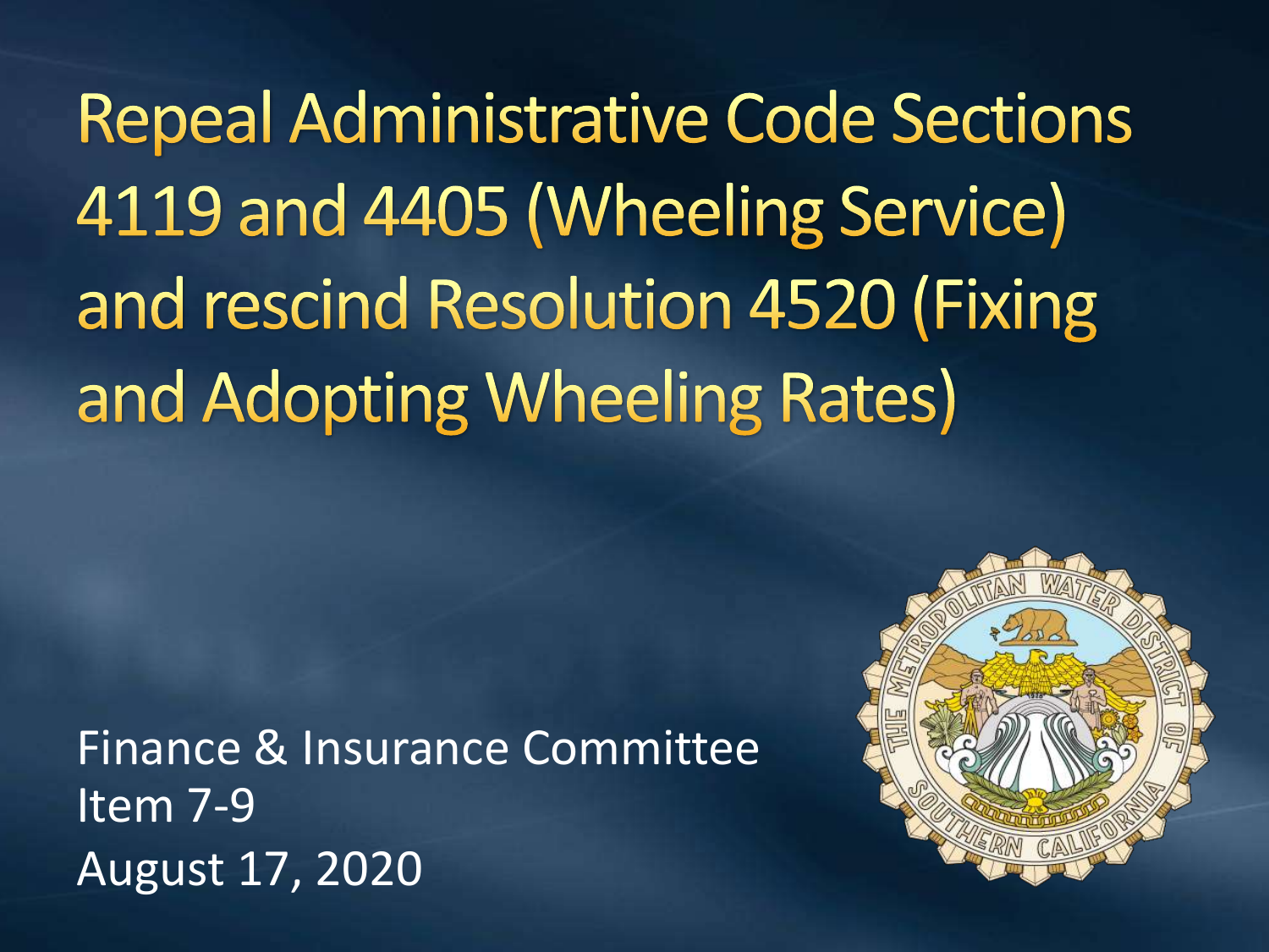# Repeal Administrative Code Sections 4119 and 4405 (Wheeling Service) and rescind Resolution 4520 (Fixing and Adopting Wheeling Rates)

Finance & Insurance Committee
Item 7-9
August 17, 2020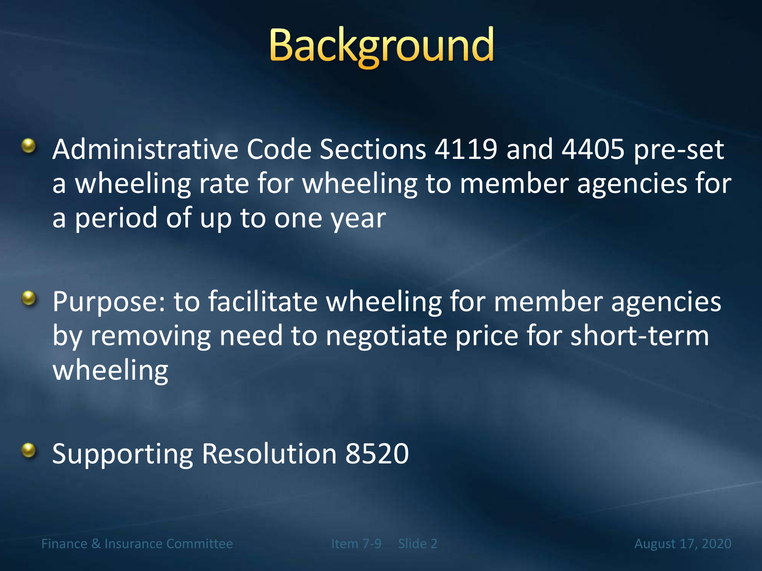# Background

- Administrative Code Sections 4119 and 4405 pre-set a wheeling rate for wheeling to member agencies for a period of up to one year
- Purpose: to facilitate wheeling for member agencies by removing need to negotiate price for short-term wheeling
- Supporting Resolution 8520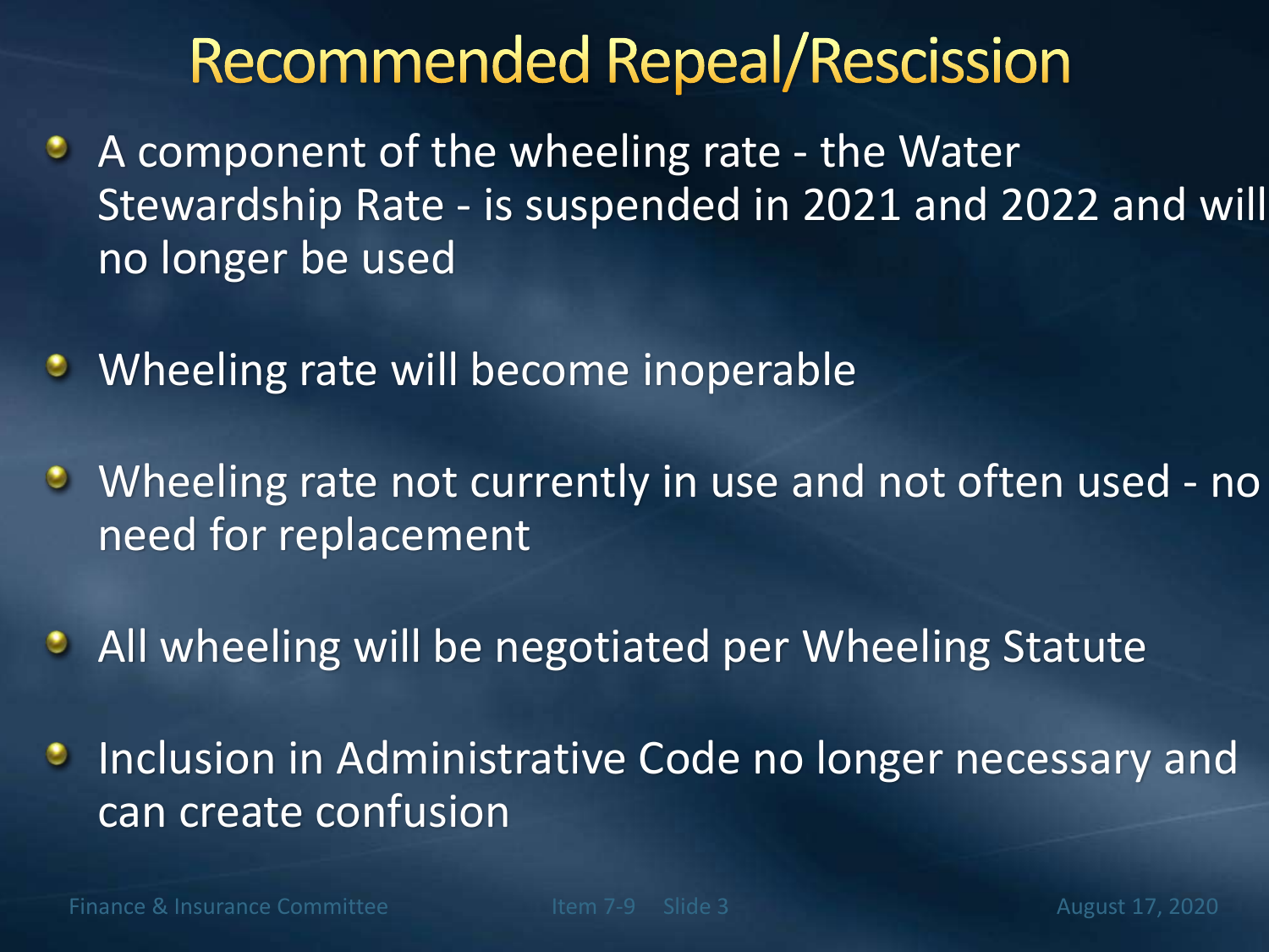# Recommended Repeal/Rescission

- A component of the wheeling rate - the Water Stewardship Rate - is suspended in 2021 and 2022 and will no longer be used
- Wheeling rate will become inoperable
- Wheeling rate not currently in use and not often used - no need for replacement
- All wheeling will be negotiated per Wheeling Statute
- Inclusion in Administrative Code no longer necessary and can create confusion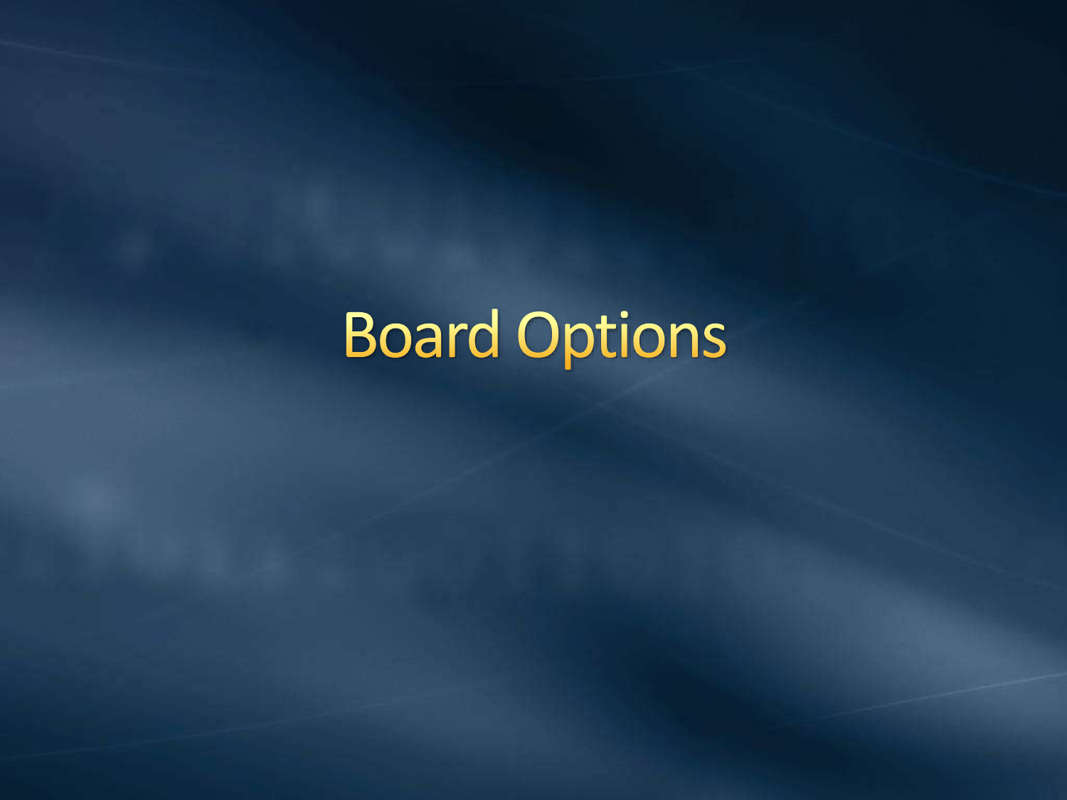# Board Options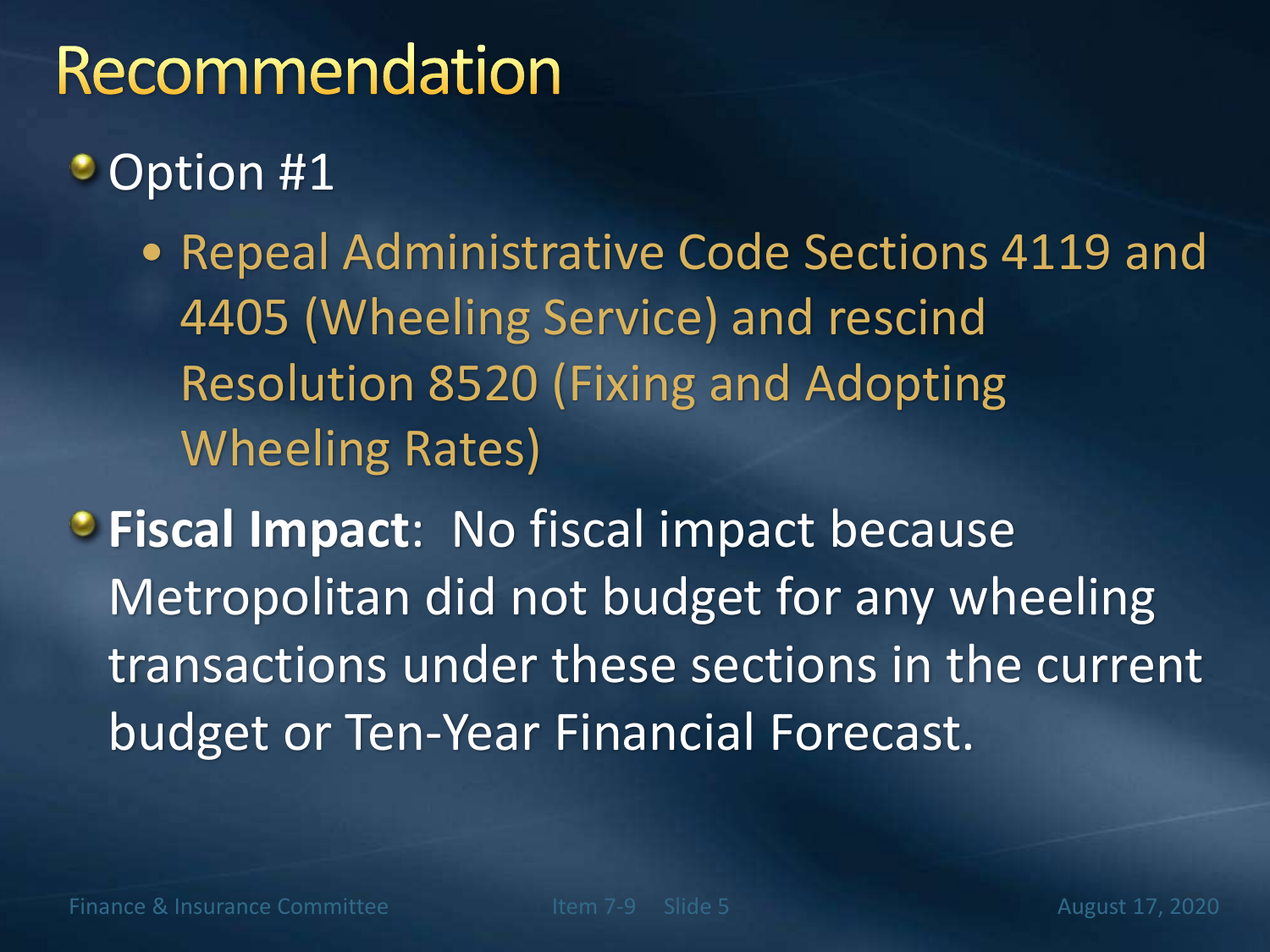# Recommendation

- Option #1
  - Repeal Administrative Code Sections 4119 and 4405 (Wheeling Service) and rescind Resolution 8520 (Fixing and Adopting Wheeling Rates)
- **Fiscal Impact**: No fiscal impact because Metropolitan did not budget for any wheeling transactions under these sections in the current budget or Ten-Year Financial Forecast.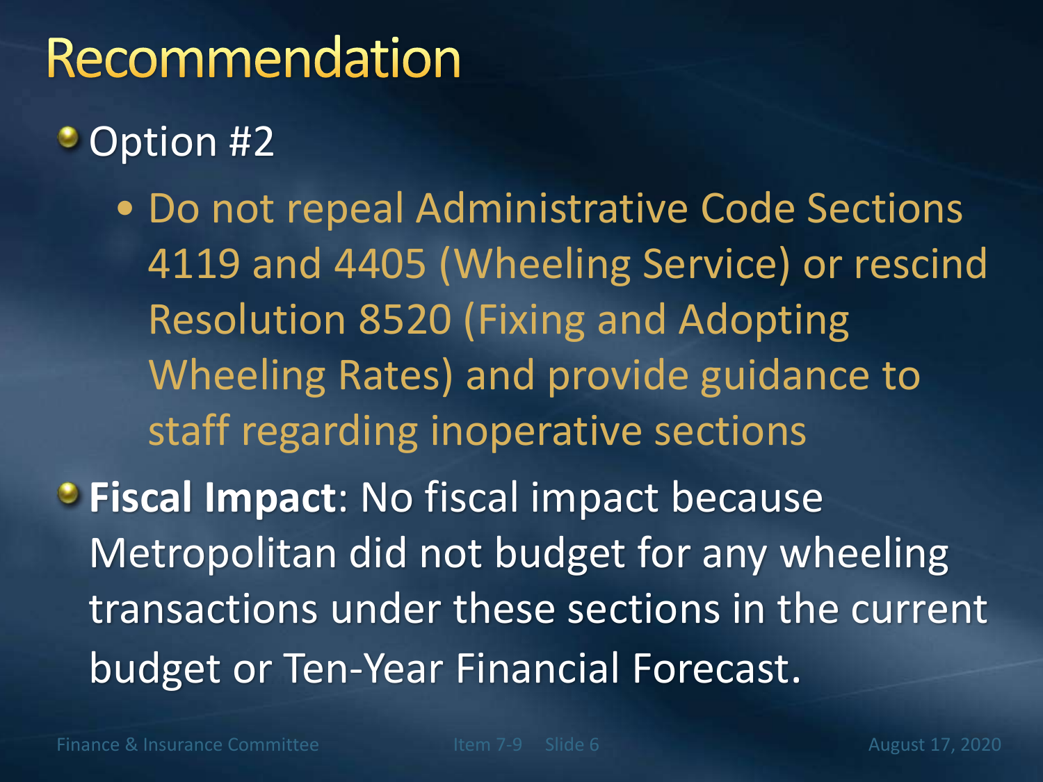# Recommendation

- Option #2
  - Do not repeal Administrative Code Sections 4119 and 4405 (Wheeling Service) or rescind Resolution 8520 (Fixing and Adopting Wheeling Rates) and provide guidance to staff regarding inoperative sections
- **Fiscal Impact**: No fiscal impact because Metropolitan did not budget for any wheeling transactions under these sections in the current budget or Ten-Year Financial Forecast.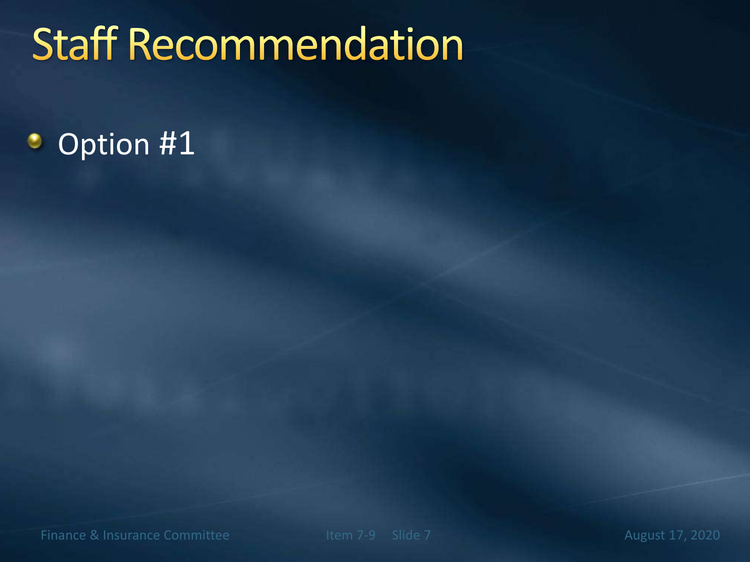# Staff Recommendation

- Option #1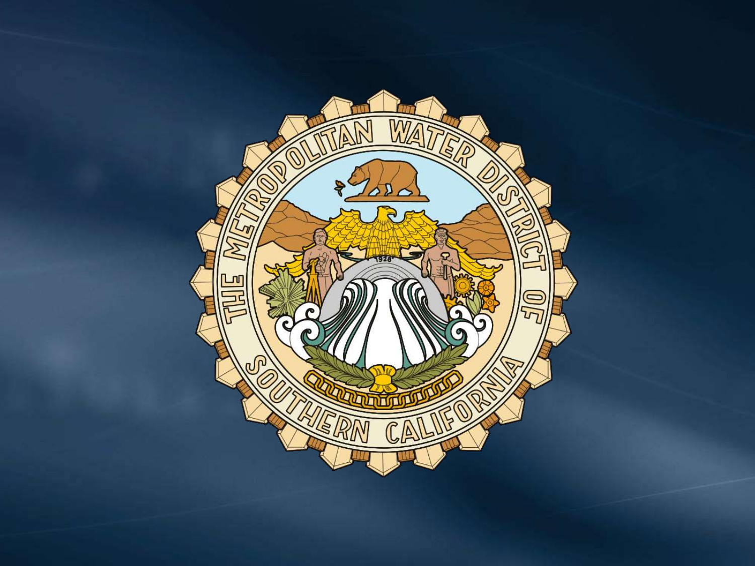THE METROPOLITAN WATER DISTRICT OF SOUTHERN CALIFORNIA

1928